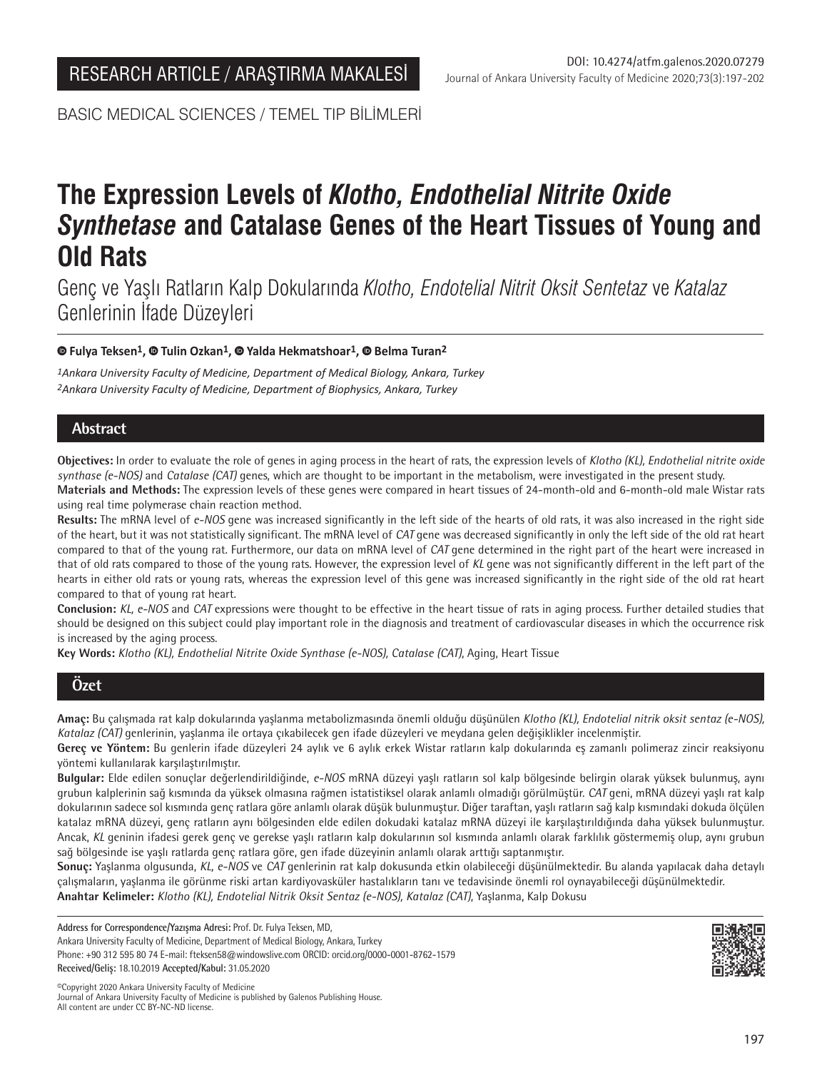RESEARCH ARTICLE / ARAŞTIRMA MAKALESİ

DOI: 10.4274/atfm.galenos.2020.07279

BASIC MEDICAL SCIENCES / TEMEL TIP BİLİMLERİ

# The Expression Levels of *Klotho, Endothelial Nitrite Oxide Synthetase* and Catalase Genes of the Heart Tissues of Young and Old Rats

## Genç ve Yaşlı Ratların Kalp Dokularında *Klotho, Endotelial Nitrit Oksit Sentetaz* ve *Katalaz* Genlerinin İfade Düzeyleri

**Fulya Teksen[1], Tulin Ozkan[1], Yalda Hekmatshoar[1], Belma Turan[2]**

*[1]Ankara University Faculty of Medicine, Department of Medical Biology, Ankara, Turkey*
*[2]Ankara University Faculty of Medicine, Department of Biophysics, Ankara, Turkey*

## Abstract

**Objectives:** In order to evaluate the role of genes in aging process in the heart of rats, the expression levels of *Klotho (KL)*, *Endothelial nitrite oxide synthase (e-NOS)* and *Catalase (CAT)* genes, which are thought to be important in the metabolism, were investigated in the present study.

**Materials and Methods:** The expression levels of these genes were compared in heart tissues of 24-month-old and 6-month-old male Wistar rats using real time polymerase chain reaction method.

**Results:** The mRNA level of *e-NOS* gene was increased significantly in the left side of the hearts of old rats, it was also increased in the right side of the heart, but it was not statistically significant. The mRNA level of *CAT* gene was decreased significantly in only the left side of the old rat heart compared to that of the young rat. Furthermore, our data on mRNA level of *CAT* gene determined in the right part of the heart were increased in that of old rats compared to those of the young rats. However, the expression level of *KL* gene was not significantly different in the left part of the hearts in either old rats or young rats, whereas the expression level of this gene was increased significantly in the right side of the old rat heart compared to that of young rat heart.

**Conclusion:** *KL, e-NOS* and *CAT* expressions were thought to be effective in the heart tissue of rats in aging process. Further detailed studies that should be designed on this subject could play important role in the diagnosis and treatment of cardiovascular diseases in which the occurrence risk is increased by the aging process.

**Key Words:** *Klotho (KL), Endothelial Nitrite Oxide Synthase (e-NOS), Catalase (CAT)*, Aging, Heart Tissue

## Özet

**Amaç:** Bu çalışmada rat kalp dokularında yaşlanma metabolizmasında önemli olduğu düşünülen *Klotho (KL), Endotelial nitrik oksit sentaz (e-NOS), Katalaz (CAT)* genlerinin, yaşlanma ile ortaya çıkabilecek gen ifade düzeyleri ve meydana gelen değişiklikler incelenmiştir.

**Gereç ve Yöntem:** Bu genlerin ifade düzeyleri 24 aylık ve 6 aylık erkek Wistar ratların kalp dokularında eş zamanlı polimeraz zincir reaksiyonu yöntemi kullanılarak karşılaştırılmıştır.

**Bulgular:** Elde edilen sonuçlar değerlendirildiğinde, *e-NOS* mRNA düzeyi yaşlı ratların sol kalp bölgesinde belirgin olarak yüksek bulunmuş, aynı grubun kalplerinin sağ kısmında da yüksek olmasına rağmen istatistiksel olarak anlamlı olmadığı görülmüştür. *CAT* geni, mRNA düzeyi yaşlı rat kalp dokularının sadece sol kısmında genç ratlara göre anlamlı olarak düşük bulunmuştur. Diğer taraftan, yaşlı ratların sağ kalp kısmındaki dokuda ölçülen katalaz mRNA düzeyi, genç ratların aynı bölgesinden elde edilen dokudaki katalaz mRNA düzeyi ile karşılaştırıldığında daha yüksek bulunmuştur. Ancak, *KL* geninin ifadesi gerek genç ve gerekse yaşlı ratların kalp dokularının sol kısmında anlamlı olarak farklılık göstermemiş olup, aynı grubun sağ bölgesinde ise yaşlı ratlarda genç ratlara göre, gen ifade düzeyinin anlamlı olarak arttığı saptanmıştır.

**Sonuç:** Yaşlanma olgusunda, *KL, e-NOS* ve *CAT* genlerinin rat kalp dokusunda etkin olabileceği düşünülmektedir. Bu alanda yapılacak daha detaylı çalışmaların, yaşlanma ile görünme riski artan kardiyovasküler hastalıkların tanı ve tedavisinde önemli rol oynayabileceği düşünülmektedir.

**Anahtar Kelimeler:** *Klotho (KL), Endotelial Nitrik Oksit Sentaz (e-NOS), Katalaz (CAT)*, Yaşlanma, Kalp Dokusu

**Address for Correspondence/Yazışma Adresi:** Prof. Dr. Fulya Teksen, MD,
Ankara University Faculty of Medicine, Department of Medical Biology, Ankara, Turkey
Phone: +90 312 595 80 74 E-mail: fteksen58@windowslive.com ORCID: orcid.org/0000-0001-8762-1579
**Received/Geliş:** 18.10.2019 **Accepted/Kabul:** 31.05.2020

©Copyright 2020 Ankara University Faculty of Medicine
Journal of Ankara University Faculty of Medicine is published by Galenos Publishing House.
All content are under CC BY-NC-ND license.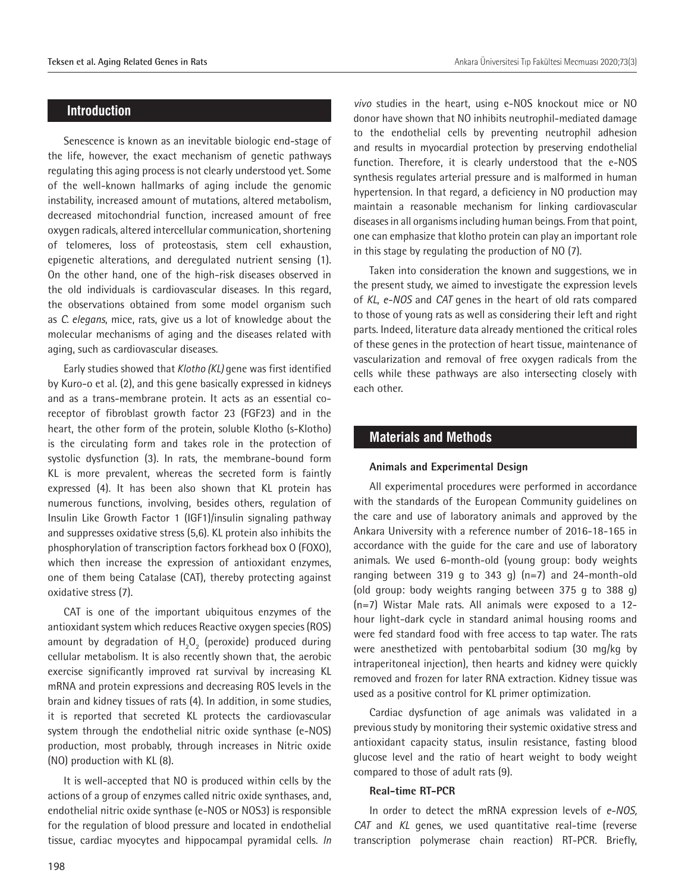## Introduction

Senescence is known as an inevitable biologic end-stage of the life, however, the exact mechanism of genetic pathways regulating this aging process is not clearly understood yet. Some of the well-known hallmarks of aging include the genomic instability, increased amount of mutations, altered metabolism, decreased mitochondrial function, increased amount of free oxygen radicals, altered intercellular communication, shortening of telomeres, loss of proteostasis, stem cell exhaustion, epigenetic alterations, and deregulated nutrient sensing (1). On the other hand, one of the high-risk diseases observed in the old individuals is cardiovascular diseases. In this regard, the observations obtained from some model organism such as *C. elegans*, mice, rats, give us a lot of knowledge about the molecular mechanisms of aging and the diseases related with aging, such as cardiovascular diseases.

Early studies showed that *Klotho (KL)* gene was first identified by Kuro-o et al. (2), and this gene basically expressed in kidneys and as a trans-membrane protein. It acts as an essential co-receptor of fibroblast growth factor 23 (FGF23) and in the heart, the other form of the protein, soluble Klotho (s-Klotho) is the circulating form and takes role in the protection of systolic dysfunction (3). In rats, the membrane-bound form KL is more prevalent, whereas the secreted form is faintly expressed (4). It has been also shown that KL protein has numerous functions, involving, besides others, regulation of Insulin Like Growth Factor 1 (IGF1)/insulin signaling pathway and suppresses oxidative stress (5,6). KL protein also inhibits the phosphorylation of transcription factors forkhead box O (FOXO), which then increase the expression of antioxidant enzymes, one of them being Catalase (CAT), thereby protecting against oxidative stress (7).

CAT is one of the important ubiquitous enzymes of the antioxidant system which reduces Reactive oxygen species (ROS) amount by degradation of $H_2O_2$ (peroxide) produced during cellular metabolism. It is also recently shown that, the aerobic exercise significantly improved rat survival by increasing KL mRNA and protein expressions and decreasing ROS levels in the brain and kidney tissues of rats (4). In addition, in some studies, it is reported that secreted KL protects the cardiovascular system through the endothelial nitric oxide synthase (e-NOS) production, most probably, through increases in Nitric oxide (NO) production with KL (8).

It is well-accepted that NO is produced within cells by the actions of a group of enzymes called nitric oxide synthases, and, endothelial nitric oxide synthase (e-NOS or NOS3) is responsible for the regulation of blood pressure and located in endothelial tissue, cardiac myocytes and hippocampal pyramidal cells. *In vivo* studies in the heart, using e-NOS knockout mice or NO donor have shown that NO inhibits neutrophil-mediated damage to the endothelial cells by preventing neutrophil adhesion and results in myocardial protection by preserving endothelial function. Therefore, it is clearly understood that the e-NOS synthesis regulates arterial pressure and is malformed in human hypertension. In that regard, a deficiency in NO production may maintain a reasonable mechanism for linking cardiovascular diseases in all organisms including human beings. From that point, one can emphasize that klotho protein can play an important role in this stage by regulating the production of NO (7).

Taken into consideration the known and suggestions, we in the present study, we aimed to investigate the expression levels of *KL*, *e-NOS* and *CAT* genes in the heart of old rats compared to those of young rats as well as considering their left and right parts. Indeed, literature data already mentioned the critical roles of these genes in the protection of heart tissue, maintenance of vascularization and removal of free oxygen radicals from the cells while these pathways are also intersecting closely with each other.

## Materials and Methods

### Animals and Experimental Design

All experimental procedures were performed in accordance with the standards of the European Community guidelines on the care and use of laboratory animals and approved by the Ankara University with a reference number of 2016-18-165 in accordance with the guide for the care and use of laboratory animals. We used 6-month-old (young group: body weights ranging between 319 g to 343 g) (n=7) and 24-month-old (old group: body weights ranging between 375 g to 388 g) (n=7) Wistar Male rats. All animals were exposed to a 12-hour light-dark cycle in standard animal housing rooms and were fed standard food with free access to tap water. The rats were anesthetized with pentobarbital sodium (30 mg/kg by intraperitoneal injection), then hearts and kidney were quickly removed and frozen for later RNA extraction. Kidney tissue was used as a positive control for KL primer optimization.

Cardiac dysfunction of age animals was validated in a previous study by monitoring their systemic oxidative stress and antioxidant capacity status, insulin resistance, fasting blood glucose level and the ratio of heart weight to body weight compared to those of adult rats (9).

### Real-time RT-PCR

In order to detect the mRNA expression levels of *e-NOS, CAT* and *KL* genes, we used quantitative real-time (reverse transcription polymerase chain reaction) RT-PCR. Briefly,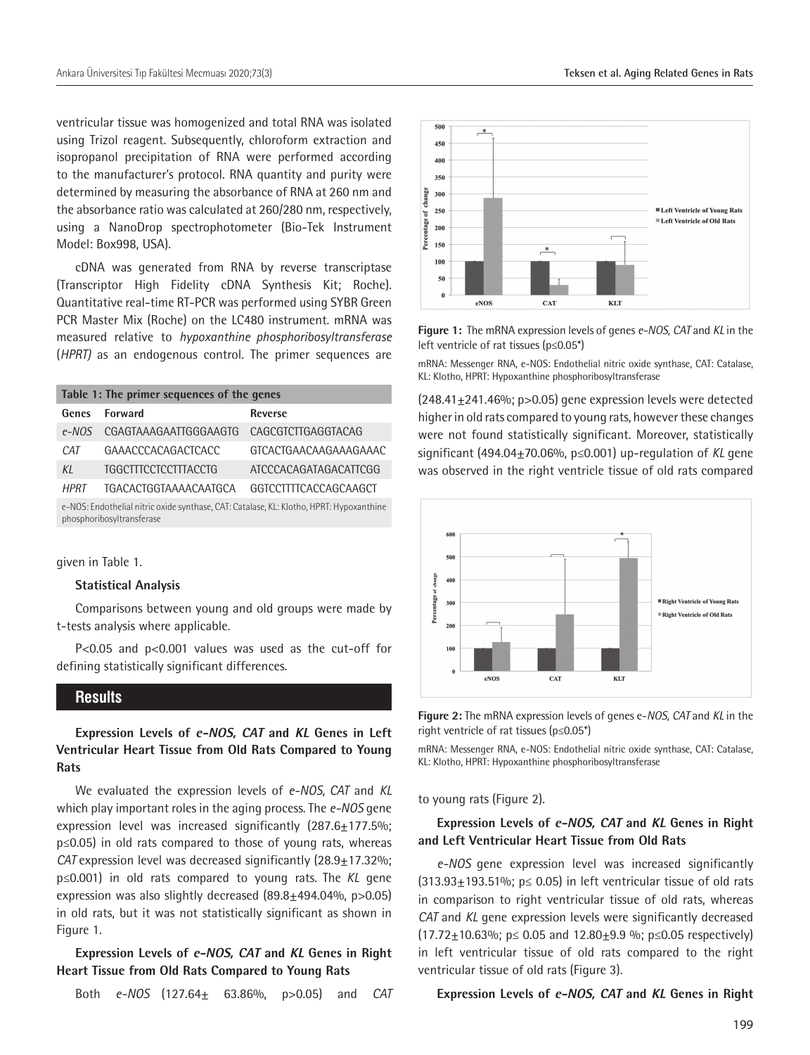ventricular tissue was homogenized and total RNA was isolated using Trizol reagent. Subsequently, chloroform extraction and isopropanol precipitation of RNA were performed according to the manufacturer's protocol. RNA quantity and purity were determined by measuring the absorbance of RNA at 260 nm and the absorbance ratio was calculated at 260/280 nm, respectively, using a NanoDrop spectrophotometer (Bio-Tek Instrument Model: Box998, USA).

cDNA was generated from RNA by reverse transcriptase (Transcriptor High Fidelity cDNA Synthesis Kit; Roche). Quantitative real-time RT-PCR was performed using SYBR Green PCR Master Mix (Roche) on the LC480 instrument. mRNA was measured relative to *hypoxanthine phosphoribosyltransferase* (*HPRT)* as an endogenous control. The primer sequences are given in Table 1.

**Table 1: The primer sequences of the genes**

| Genes | Forward | Reverse |
|---|---|---|
| *e-NOS* | CGAGTAAAGAATTGGGAAGTG | CAGCGTCTTGAGGTACAG |
| *CAT* | GAAACCCACAGACTCACC | GTCACTGAACAAGAAAGAAAC |
| *KL* | TGGCTTTCCTCCTTTACCTG | ATCCCACAGATAGACATTCGG |
| *HPRT* | TGACACTGGTAAAACAATGCA | GGTCCTTTTCACCAGCAAGCT |

e-NOS: Endothelial nitric oxide synthase, CAT: Catalase, KL: Klotho, HPRT: Hypoxanthine phosphoribosyltransferase

**Statistical Analysis**

Comparisons between young and old groups were made by t-tests analysis where applicable.

P<0.05 and p<0.001 values was used as the cut-off for defining statistically significant differences.

## Results

**Expression Levels of *e-NOS, CAT* and *KL* Genes in Left Ventricular Heart Tissue from Old Rats Compared to Young Rats**

We evaluated the expression levels of *e-NOS, CAT* and *KL* which play important roles in the aging process. The *e-NOS* gene expression level was increased significantly (287.6±177.5%; p≤0.05) in old rats compared to those of young rats, whereas *CAT* expression level was decreased significantly (28.9±17.32%; p≤0.001) in old rats compared to young rats. The *KL* gene expression was also slightly decreased (89.8±494.04%, p>0.05) in old rats, but it was not statistically significant as shown in Figure 1.

**Expression Levels of *e-NOS, CAT* and *KL* Genes in Right Heart Tissue from Old Rats Compared to Young Rats**

Both *e-NOS* (127.64± 63.86%, p>0.05) and *CAT* (248.41±241.46%; p>0.05) gene expression levels were detected higher in old rats compared to young rats, however these changes were not found statistically significant. Moreover, statistically significant (494.04±70.06%, p≤0.001) up-regulation of *KL* gene was observed in the right ventricle tissue of old rats compared to young rats (Figure 2).

**Figure 1:** The mRNA expression levels of genes *e-NOS, CAT* and *KL* in the left ventricle of rat tissues (p≤0.05*)

mRNA: Messenger RNA, e-NOS: Endothelial nitric oxide synthase, CAT: Catalase, KL: Klotho, HPRT: Hypoxanthine phosphoribosyltransferase

**Figure 2:** The mRNA expression levels of genes e-*NOS, CAT* and *KL* in the right ventricle of rat tissues (p≤0.05*)

mRNA: Messenger RNA, e-NOS: Endothelial nitric oxide synthase, CAT: Catalase, KL: Klotho, HPRT: Hypoxanthine phosphoribosyltransferase

**Expression Levels of *e-NOS, CAT* and *KL* Genes in Right and Left Ventricular Heart Tissue from Old Rats**

*e-NOS* gene expression level was increased significantly (313.93±193.51%; p≤ 0.05) in left ventricular tissue of old rats in comparison to right ventricular tissue of old rats, whereas *CAT* and *KL* gene expression levels were significantly decreased (17.72±10.63%; p≤ 0.05 and 12.80±9.9 %; p≤0.05 respectively) in left ventricular tissue of old rats compared to the right ventricular tissue of old rats (Figure 3).

**Expression Levels of *e-NOS, CAT* and *KL* Genes in Right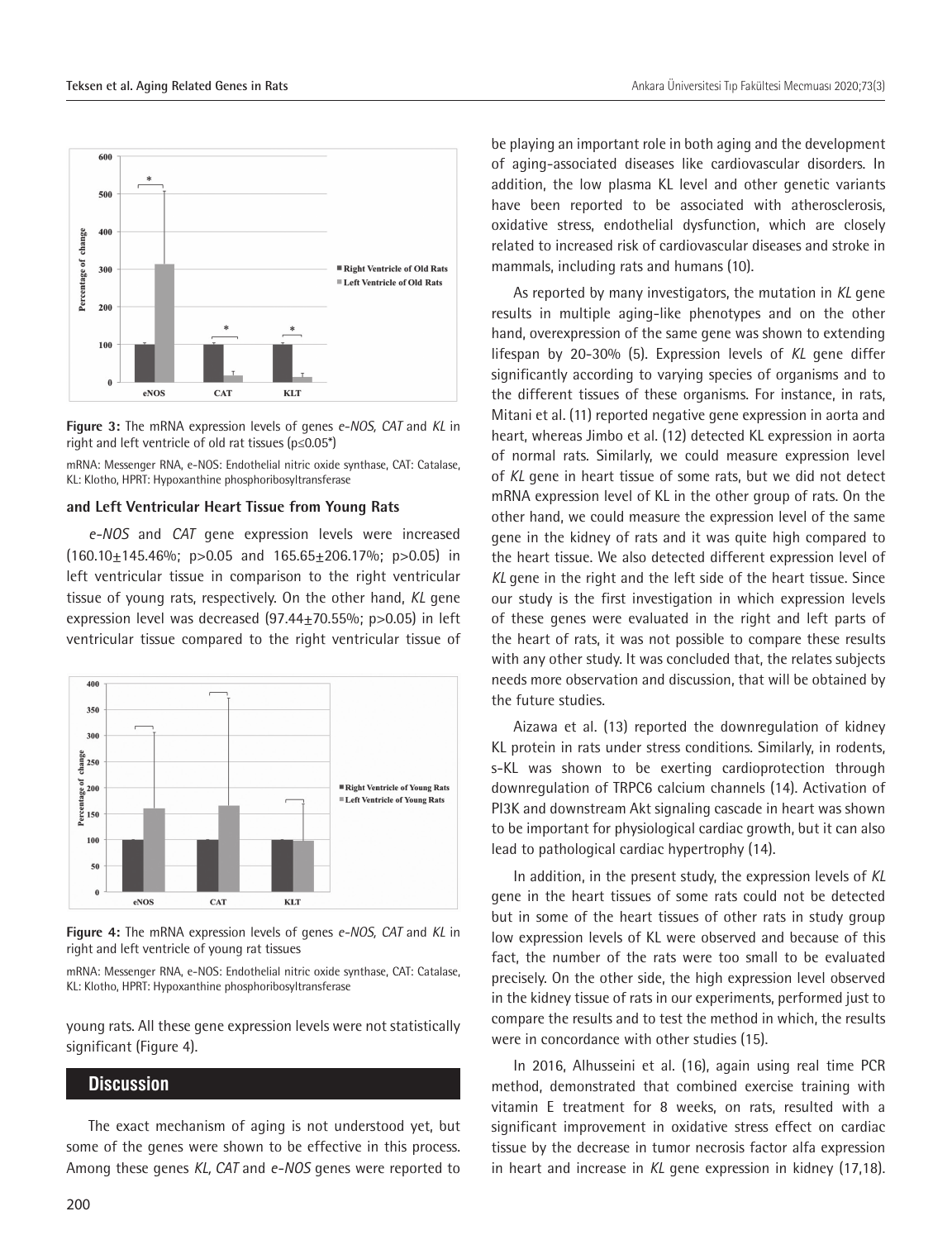Figure 3: The mRNA expression levels of genes *e-NOS, CAT* and *KL* in right and left ventricle of old rat tissues (p≤0.05*)

mRNA: Messenger RNA, e-NOS: Endothelial nitric oxide synthase, CAT: Catalase, KL: Klotho, HPRT: Hypoxanthine phosphoribosyltransferase

**and Left Ventricular Heart Tissue from Young Rats**

*e-NOS* and *CAT* gene expression levels were increased (160.10±145.46%; p>0.05 and 165.65±206.17%; p>0.05) in left ventricular tissue in comparison to the right ventricular tissue of young rats, respectively. On the other hand, *KL* gene expression level was decreased (97.44±70.55%; p>0.05) in left ventricular tissue compared to the right ventricular tissue of young rats. All these gene expression levels were not statistically significant (Figure 4).

Figure 4: The mRNA expression levels of genes *e-NOS, CAT* and *KL* in right and left ventricle of young rat tissues

mRNA: Messenger RNA, e-NOS: Endothelial nitric oxide synthase, CAT: Catalase, KL: Klotho, HPRT: Hypoxanthine phosphoribosyltransferase

## Discussion

The exact mechanism of aging is not understood yet, but some of the genes were shown to be effective in this process. Among these genes *KL, CAT* and *e-NOS* genes were reported to be playing an important role in both aging and the development of aging-associated diseases like cardiovascular disorders. In addition, the low plasma KL level and other genetic variants have been reported to be associated with atherosclerosis, oxidative stress, endothelial dysfunction, which are closely related to increased risk of cardiovascular diseases and stroke in mammals, including rats and humans (10).

As reported by many investigators, the mutation in *KL* gene results in multiple aging-like phenotypes and on the other hand, overexpression of the same gene was shown to extending lifespan by 20-30% (5). Expression levels of *KL* gene differ significantly according to varying species of organisms and to the different tissues of these organisms. For instance, in rats, Mitani et al. (11) reported negative gene expression in aorta and heart, whereas Jimbo et al. (12) detected KL expression in aorta of normal rats. Similarly, we could measure expression level of *KL* gene in heart tissue of some rats, but we did not detect mRNA expression level of KL in the other group of rats. On the other hand, we could measure the expression level of the same gene in the kidney of rats and it was quite high compared to the heart tissue. We also detected different expression level of *KL* gene in the right and the left side of the heart tissue. Since our study is the first investigation in which expression levels of these genes were evaluated in the right and left parts of the heart of rats, it was not possible to compare these results with any other study. It was concluded that, the relates subjects needs more observation and discussion, that will be obtained by the future studies.

Aizawa et al. (13) reported the downregulation of kidney KL protein in rats under stress conditions. Similarly, in rodents, s-KL was shown to be exerting cardioprotection through downregulation of TRPC6 calcium channels (14). Activation of PI3K and downstream Akt signaling cascade in heart was shown to be important for physiological cardiac growth, but it can also lead to pathological cardiac hypertrophy (14).

In addition, in the present study, the expression levels of *KL* gene in the heart tissues of some rats could not be detected but in some of the heart tissues of other rats in study group low expression levels of KL were observed and because of this fact, the number of the rats were too small to be evaluated precisely. On the other side, the high expression level observed in the kidney tissue of rats in our experiments, performed just to compare the results and to test the method in which, the results were in concordance with other studies (15).

In 2016, Alhusseini et al. (16), again using real time PCR method, demonstrated that combined exercise training with vitamin E treatment for 8 weeks, on rats, resulted with a significant improvement in oxidative stress effect on cardiac tissue by the decrease in tumor necrosis factor alfa expression in heart and increase in *KL* gene expression in kidney (17,18).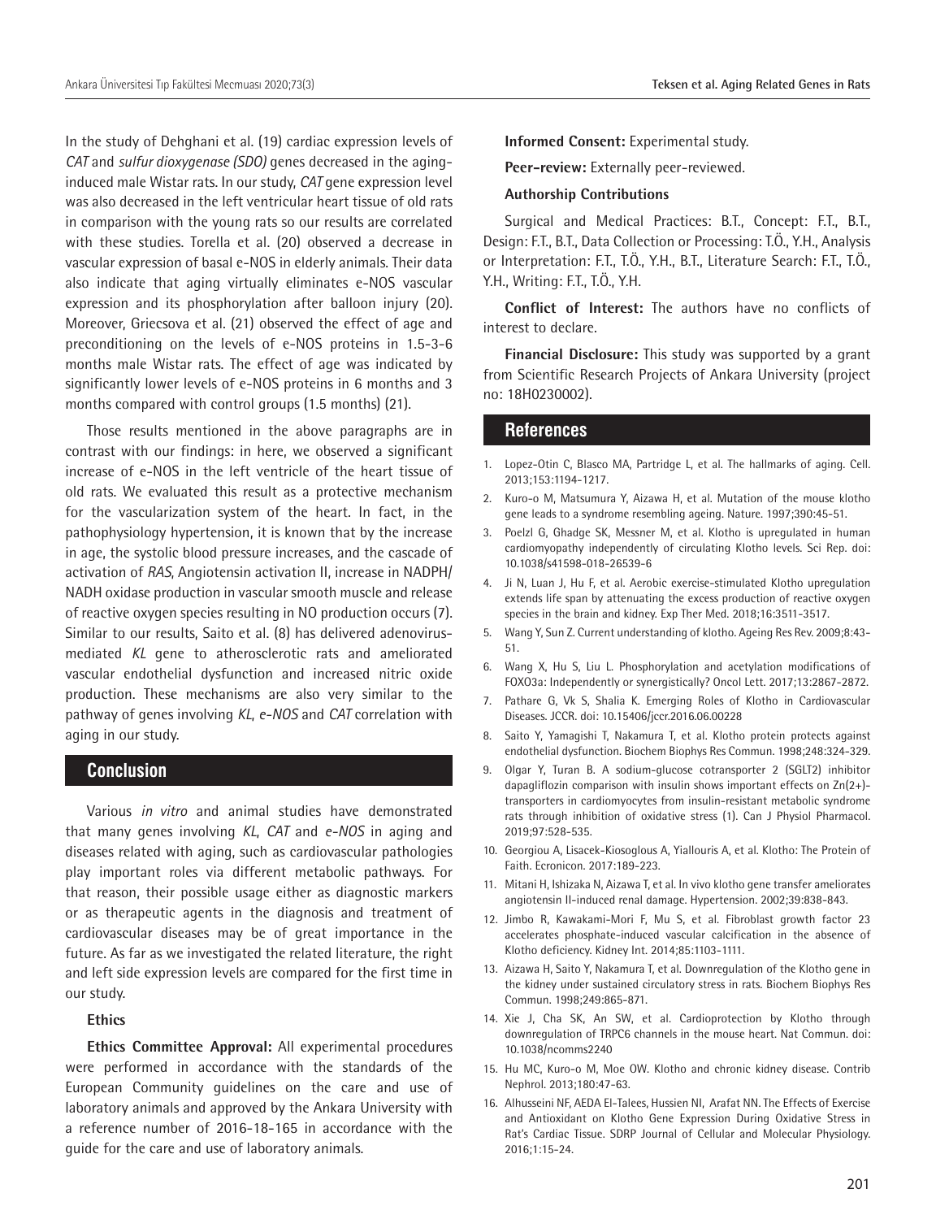In the study of Dehghani et al. (19) cardiac expression levels of *CAT* and *sulfur dioxygenase (SDO)* genes decreased in the aging-induced male Wistar rats. In our study, *CAT* gene expression level was also decreased in the left ventricular heart tissue of old rats in comparison with the young rats so our results are correlated with these studies. Torella et al. (20) observed a decrease in vascular expression of basal e-NOS in elderly animals. Their data also indicate that aging virtually eliminates e-NOS vascular expression and its phosphorylation after balloon injury (20). Moreover, Griecsova et al. (21) observed the effect of age and preconditioning on the levels of e-NOS proteins in 1.5-3-6 months male Wistar rats. The effect of age was indicated by significantly lower levels of e-NOS proteins in 6 months and 3 months compared with control groups (1.5 months) (21).

Those results mentioned in the above paragraphs are in contrast with our findings: in here, we observed a significant increase of e-NOS in the left ventricle of the heart tissue of old rats. We evaluated this result as a protective mechanism for the vascularization system of the heart. In fact, in the pathophysiology hypertension, it is known that by the increase in age, the systolic blood pressure increases, and the cascade of activation of *RAS*, Angiotensin activation II, increase in NADPH/NADH oxidase production in vascular smooth muscle and release of reactive oxygen species resulting in NO production occurs (7). Similar to our results, Saito et al. (8) has delivered adenovirus-mediated *KL* gene to atherosclerotic rats and ameliorated vascular endothelial dysfunction and increased nitric oxide production. These mechanisms are also very similar to the pathway of genes involving *KL*, *e-NOS* and *CAT* correlation with aging in our study.

## Conclusion

Various *in vitro* and animal studies have demonstrated that many genes involving *KL*, *CAT* and *e-NOS* in aging and diseases related with aging, such as cardiovascular pathologies play important roles via different metabolic pathways. For that reason, their possible usage either as diagnostic markers or as therapeutic agents in the diagnosis and treatment of cardiovascular diseases may be of great importance in the future. As far as we investigated the related literature, the right and left side expression levels are compared for the first time in our study.

**Ethics**

**Ethics Committee Approval:** All experimental procedures were performed in accordance with the standards of the European Community guidelines on the care and use of laboratory animals and approved by the Ankara University with a reference number of 2016-18-165 in accordance with the guide for the care and use of laboratory animals.

**Informed Consent:** Experimental study.

**Peer-review:** Externally peer-reviewed.

**Authorship Contributions**

Surgical and Medical Practices: B.T., Concept: F.T., B.T., Design: F.T., B.T., Data Collection or Processing: T.Ö., Y.H., Analysis or Interpretation: F.T., T.Ö., Y.H., B.T., Literature Search: F.T., T.Ö., Y.H., Writing: F.T., T.Ö., Y.H.

**Conflict of Interest:** The authors have no conflicts of interest to declare.

**Financial Disclosure:** This study was supported by a grant from Scientific Research Projects of Ankara University (project no: 18H0230002).

## References

1. Lopez-Otin C, Blasco MA, Partridge L, et al. The hallmarks of aging. Cell. 2013;153:1194-1217.
2. Kuro-o M, Matsumura Y, Aizawa H, et al. Mutation of the mouse klotho gene leads to a syndrome resembling ageing. Nature. 1997;390:45-51.
3. Poelzl G, Ghadge SK, Messner M, et al. Klotho is upregulated in human cardiomyopathy independently of circulating Klotho levels. Sci Rep. doi: 10.1038/s41598-018-26539-6
4. Ji N, Luan J, Hu F, et al. Aerobic exercise-stimulated Klotho upregulation extends life span by attenuating the excess production of reactive oxygen species in the brain and kidney. Exp Ther Med. 2018;16:3511-3517.
5. Wang Y, Sun Z. Current understanding of klotho. Ageing Res Rev. 2009;8:43-51.
6. Wang X, Hu S, Liu L. Phosphorylation and acetylation modifications of FOXO3a: Independently or synergistically? Oncol Lett. 2017;13:2867-2872.
7. Pathare G, Vk S, Shalia K. Emerging Roles of Klotho in Cardiovascular Diseases. JCCR. doi: 10.15406/jccr.2016.06.00228
8. Saito Y, Yamagishi T, Nakamura T, et al. Klotho protein protects against endothelial dysfunction. Biochem Biophys Res Commun. 1998;248:324-329.
9. Olgar Y, Turan B. A sodium-glucose cotransporter 2 (SGLT2) inhibitor dapagliflozin comparison with insulin shows important effects on Zn(2+)-transporters in cardiomyocytes from insulin-resistant metabolic syndrome rats through inhibition of oxidative stress (1). Can J Physiol Pharmacol. 2019;97:528-535.
10. Georgiou A, Lisacek-Kiosoglous A, Yiallouris A, et al. Klotho: The Protein of Faith. Ecronicon. 2017:189-223.
11. Mitani H, Ishizaka N, Aizawa T, et al. In vivo klotho gene transfer ameliorates angiotensin II-induced renal damage. Hypertension. 2002;39:838-843.
12. Jimbo R, Kawakami-Mori F, Mu S, et al. Fibroblast growth factor 23 accelerates phosphate-induced vascular calcification in the absence of Klotho deficiency. Kidney Int. 2014;85:1103-1111.
13. Aizawa H, Saito Y, Nakamura T, et al. Downregulation of the Klotho gene in the kidney under sustained circulatory stress in rats. Biochem Biophys Res Commun. 1998;249:865-871.
14. Xie J, Cha SK, An SW, et al. Cardioprotection by Klotho through downregulation of TRPC6 channels in the mouse heart. Nat Commun. doi: 10.1038/ncomms2240
15. Hu MC, Kuro-o M, Moe OW. Klotho and chronic kidney disease. Contrib Nephrol. 2013;180:47-63.
16. Alhusseini NF, AEDA El-Talees, Hussien NI, Arafat NN. The Effects of Exercise and Antioxidant on Klotho Gene Expression During Oxidative Stress in Rat's Cardiac Tissue. SDRP Journal of Cellular and Molecular Physiology. 2016;1:15-24.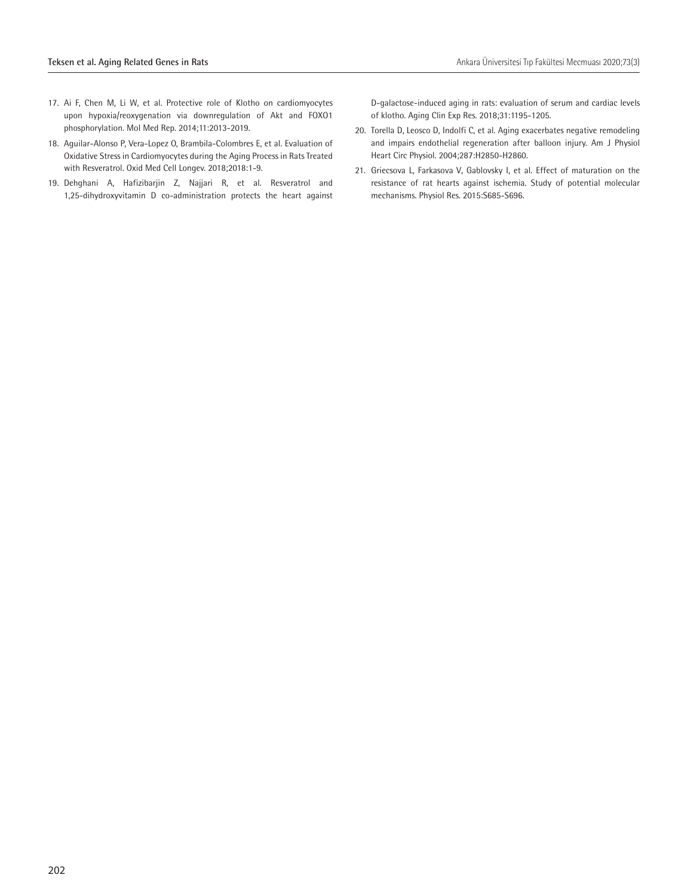17. Ai F, Chen M, Li W, et al. Protective role of Klotho on cardiomyocytes upon hypoxia/reoxygenation via downregulation of Akt and FOXO1 phosphorylation. Mol Med Rep. 2014;11:2013-2019.
18. Aguilar-Alonso P, Vera-Lopez O, Brambila-Colombres E, et al. Evaluation of Oxidative Stress in Cardiomyocytes during the Aging Process in Rats Treated with Resveratrol. Oxid Med Cell Longev. 2018;2018:1-9.
19. Dehghani A, Hafizibarjin Z, Najjari R, et al. Resveratrol and 1,25-dihydroxyvitamin D co-administration protects the heart against D-galactose-induced aging in rats: evaluation of serum and cardiac levels of klotho. Aging Clin Exp Res. 2018;31:1195-1205.
20. Torella D, Leosco D, Indolfi C, et al. Aging exacerbates negative remodeling and impairs endothelial regeneration after balloon injury. Am J Physiol Heart Circ Physiol. 2004;287:H2850-H2860.
21. Griecsova L, Farkasova V, Gablovsky I, et al. Effect of maturation on the resistance of rat hearts against ischemia. Study of potential molecular mechanisms. Physiol Res. 2015:S685-S696.